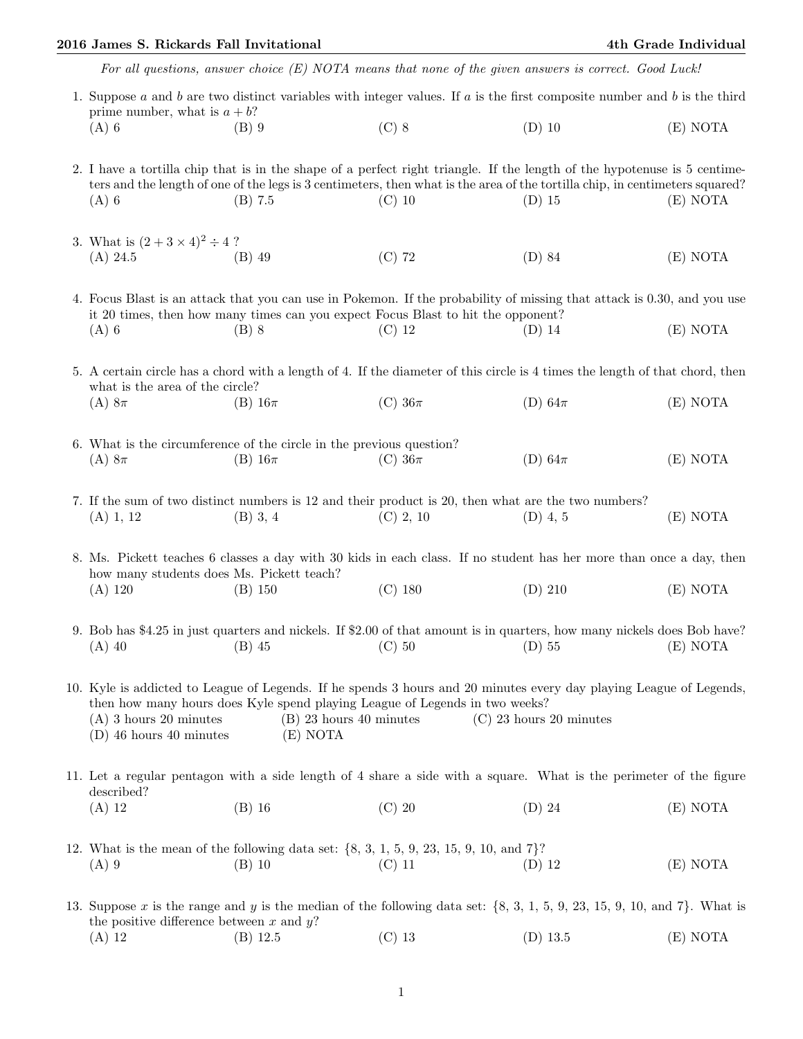*For all questions, answer choice (E) NOTA means that none of the given answers is correct. Good Luck!*

1. Suppose $a$ and $b$ are two distinct variables with integer values. If $a$ is the first composite number and $b$ is the third prime number, what is $a + b$?
   (A) 6 (B) 9 (C) 8 (D) 10 (E) NOTA

2. I have a tortilla chip that is in the shape of a perfect right triangle. If the length of the hypotenuse is 5 centimeters and the length of one of the legs is 3 centimeters, then what is the area of the tortilla chip, in centimeters squared?
   (A) 6 (B) 7.5 (C) 10 (D) 15 (E) NOTA

3. What is $(2 + 3 \times 4)^2 \div 4$ ?
   (A) 24.5 (B) 49 (C) 72 (D) 84 (E) NOTA

4. Focus Blast is an attack that you can use in Pokemon. If the probability of missing that attack is 0.30, and you use it 20 times, then how many times can you expect Focus Blast to hit the opponent?
   (A) 6 (B) 8 (C) 12 (D) 14 (E) NOTA

5. A certain circle has a chord with a length of 4. If the diameter of this circle is 4 times the length of that chord, then what is the area of the circle?
   (A) $8\pi$ (B) $16\pi$ (C) $36\pi$ (D) $64\pi$ (E) NOTA

6. What is the circumference of the circle in the previous question?
   (A) $8\pi$ (B) $16\pi$ (C) $36\pi$ (D) $64\pi$ (E) NOTA

7. If the sum of two distinct numbers is 12 and their product is 20, then what are the two numbers?
   (A) 1, 12 (B) 3, 4 (C) 2, 10 (D) 4, 5 (E) NOTA

8. Ms. Pickett teaches 6 classes a day with 30 kids in each class. If no student has her more than once a day, then how many students does Ms. Pickett teach?
   (A) 120 (B) 150 (C) 180 (D) 210 (E) NOTA

9. Bob has \$4.25 in just quarters and nickels. If \$2.00 of that amount is in quarters, how many nickels does Bob have?
   (A) 40 (B) 45 (C) 50 (D) 55 (E) NOTA

10. Kyle is addicted to League of Legends. If he spends 3 hours and 20 minutes every day playing League of Legends, then how many hours does Kyle spend playing League of Legends in two weeks?
    (A) 3 hours 20 minutes (B) 23 hours 40 minutes (C) 23 hours 20 minutes
    (D) 46 hours 40 minutes (E) NOTA

11. Let a regular pentagon with a side length of 4 share a side with a square. What is the perimeter of the figure described?
    (A) 12 (B) 16 (C) 20 (D) 24 (E) NOTA

12. What is the mean of the following data set: {8, 3, 1, 5, 9, 23, 15, 9, 10, and 7}?
    (A) 9 (B) 10 (C) 11 (D) 12 (E) NOTA

13. Suppose $x$ is the range and $y$ is the median of the following data set: {8, 3, 1, 5, 9, 23, 15, 9, 10, and 7}. What is the positive difference between $x$ and $y$?
    (A) 12 (B) 12.5 (C) 13 (D) 13.5 (E) NOTA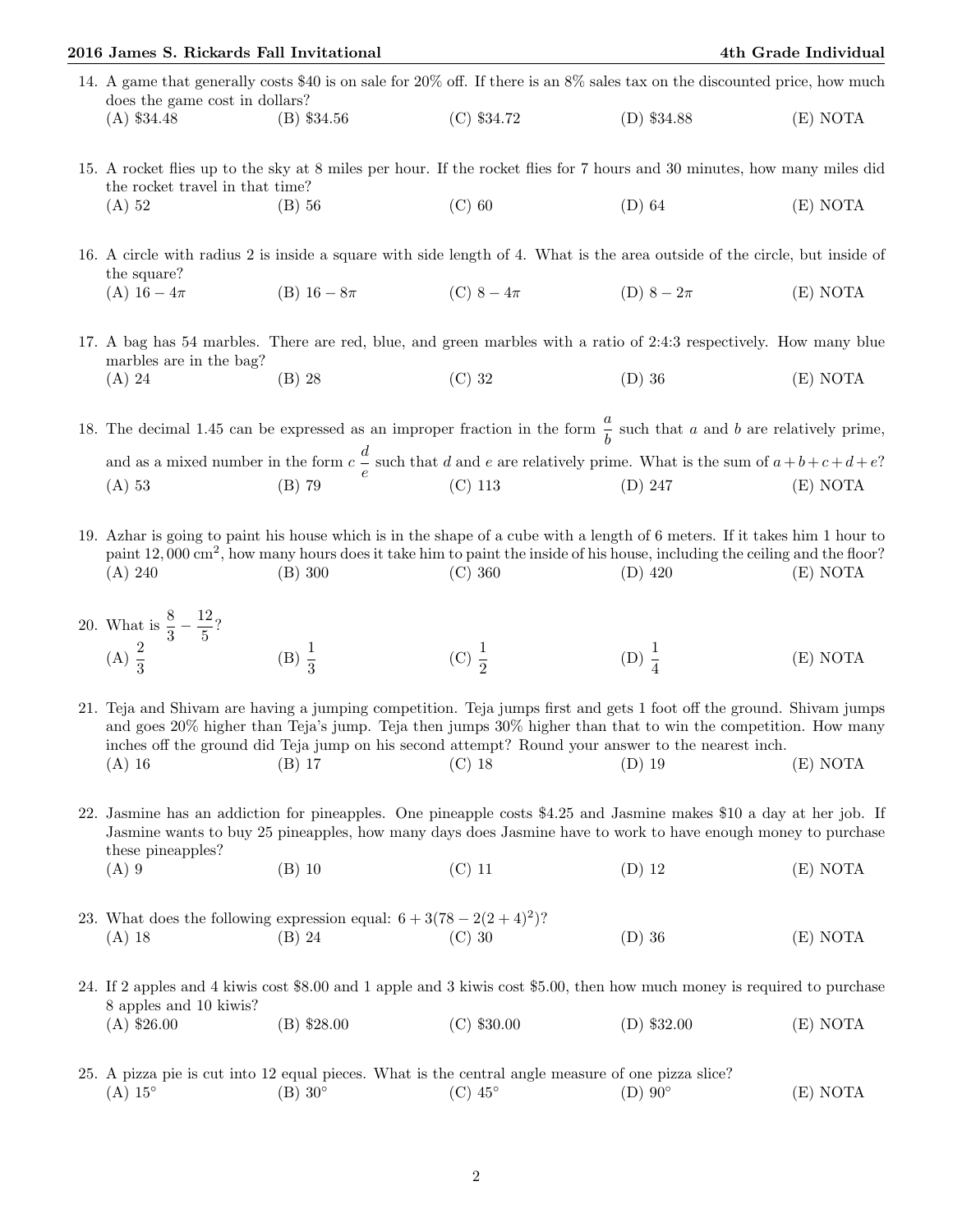14. A game that generally costs \$40 is on sale for 20% off. If there is an 8% sales tax on the discounted price, how much does the game cost in dollars?
(A) \$34.48 (B) \$34.56 (C) \$34.72 (D) \$34.88 (E) NOTA

15. A rocket flies up to the sky at 8 miles per hour. If the rocket flies for 7 hours and 30 minutes, how many miles did the rocket travel in that time?
(A) 52 (B) 56 (C) 60 (D) 64 (E) NOTA

16. A circle with radius 2 is inside a square with side length of 4. What is the area outside of the circle, but inside of the square?
(A) $16 - 4\pi$ (B) $16 - 8\pi$ (C) $8 - 4\pi$ (D) $8 - 2\pi$ (E) NOTA

17. A bag has 54 marbles. There are red, blue, and green marbles with a ratio of 2:4:3 respectively. How many blue marbles are in the bag?
(A) 24 (B) 28 (C) 32 (D) 36 (E) NOTA

18. The decimal 1.45 can be expressed as an improper fraction in the form $\frac{a}{b}$ such that $a$ and $b$ are relatively prime, and as a mixed number in the form $c\,\frac{d}{e}$ such that $d$ and $e$ are relatively prime. What is the sum of $a+b+c+d+e$?
(A) 53 (B) 79 (C) 113 (D) 247 (E) NOTA

19. Azhar is going to paint his house which is in the shape of a cube with a length of 6 meters. If it takes him 1 hour to paint $12,000 \text{ cm}^2$, how many hours does it take him to paint the inside of his house, including the ceiling and the floor?
(A) 240 (B) 300 (C) 360 (D) 420 (E) NOTA

20. What is $\frac{8}{3} - \frac{12}{5}$?
(A) $\frac{2}{3}$ (B) $\frac{1}{3}$ (C) $\frac{1}{2}$ (D) $\frac{1}{4}$ (E) NOTA

21. Teja and Shivam are having a jumping competition. Teja jumps first and gets 1 foot off the ground. Shivam jumps and goes 20% higher than Teja's jump. Teja then jumps 30% higher than that to win the competition. How many inches off the ground did Teja jump on his second attempt? Round your answer to the nearest inch.
(A) 16 (B) 17 (C) 18 (D) 19 (E) NOTA

22. Jasmine has an addiction for pineapples. One pineapple costs \$4.25 and Jasmine makes \$10 a day at her job. If Jasmine wants to buy 25 pineapples, how many days does Jasmine have to work to have enough money to purchase these pineapples?
(A) 9 (B) 10 (C) 11 (D) 12 (E) NOTA

23. What does the following expression equal: $6 + 3(78 - 2(2+4)^2)$?
(A) 18 (B) 24 (C) 30 (D) 36 (E) NOTA

24. If 2 apples and 4 kiwis cost \$8.00 and 1 apple and 3 kiwis cost \$5.00, then how much money is required to purchase 8 apples and 10 kiwis?
(A) \$26.00 (B) \$28.00 (C) \$30.00 (D) \$32.00 (E) NOTA

25. A pizza pie is cut into 12 equal pieces. What is the central angle measure of one pizza slice?
(A) 15° (B) 30° (C) 45° (D) 90° (E) NOTA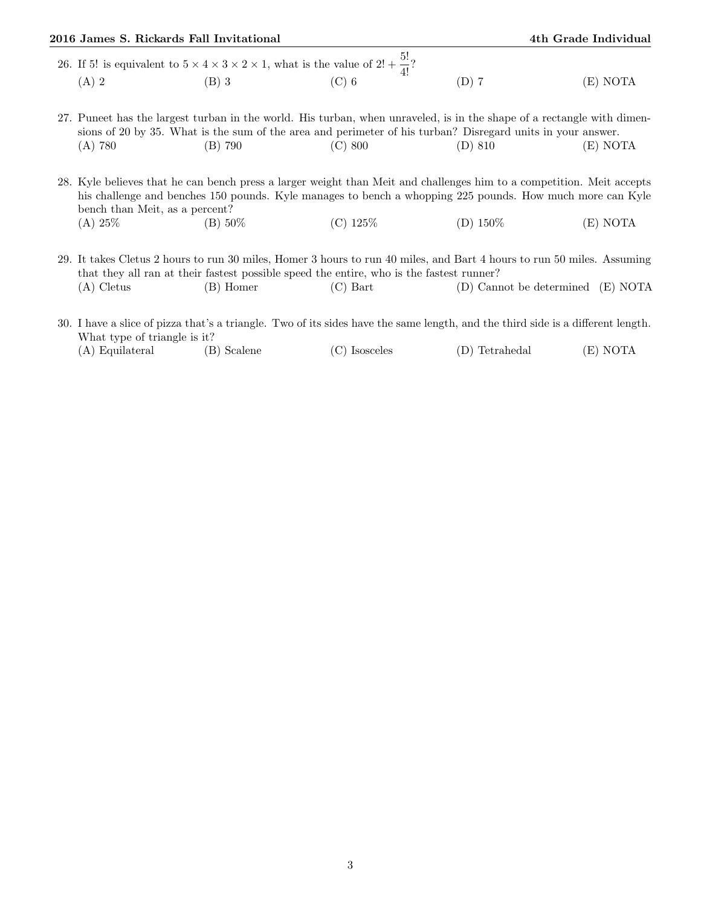26. If 5! is equivalent to $5 \times 4 \times 3 \times 2 \times 1$, what is the value of $2! + \frac{5!}{4!}$?

(A) 2 (B) 3 (C) 6 (D) 7 (E) NOTA

27. Puneet has the largest turban in the world. His turban, when unraveled, is in the shape of a rectangle with dimensions of 20 by 35. What is the sum of the area and perimeter of his turban? Disregard units in your answer.

(A) 780 (B) 790 (C) 800 (D) 810 (E) NOTA

28. Kyle believes that he can bench press a larger weight than Meit and challenges him to a competition. Meit accepts his challenge and benches 150 pounds. Kyle manages to bench a whopping 225 pounds. How much more can Kyle bench than Meit, as a percent?

(A) 25% (B) 50% (C) 125% (D) 150% (E) NOTA

29. It takes Cletus 2 hours to run 30 miles, Homer 3 hours to run 40 miles, and Bart 4 hours to run 50 miles. Assuming that they all ran at their fastest possible speed the entire, who is the fastest runner?

(A) Cletus (B) Homer (C) Bart (D) Cannot be determined (E) NOTA

30. I have a slice of pizza that's a triangle. Two of its sides have the same length, and the third side is a different length. What type of triangle is it?

(A) Equilateral (B) Scalene (C) Isosceles (D) Tetrahedal (E) NOTA